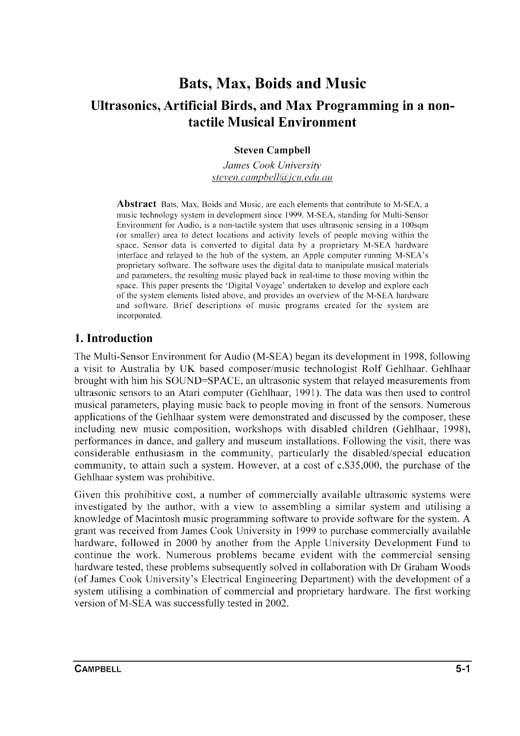# Bats, Max, Boids and Music

## Ultrasonics, Artificial Birds, and Max Programming in a non-tactile Musical Environment

**Steven Campbell**

*James Cook University*
steven.campbell@jcu.edu.au

**Abstract** Bats, Max, Boids and Music, are each elements that contribute to M-SEA, a music technology system in development since 1999. M-SEA, standing for Multi-Sensor Environment for Audio, is a non-tactile system that uses ultrasonic sensing in a 100sqm (or smaller) area to detect locations and activity levels of people moving within the space. Sensor data is converted to digital data by a proprietary M-SEA hardware interface and relayed to the hub of the system, an Apple computer running M-SEA's proprietary software. The software uses the digital data to manipulate musical materials and parameters, the resulting music played back in real-time to those moving within the space. This paper presents the 'Digital Voyage' undertaken to develop and explore each of the system elements listed above, and provides an overview of the M-SEA hardware and software. Brief descriptions of music programs created for the system are incorporated.

## 1. Introduction

The Multi-Sensor Environment for Audio (M-SEA) began its development in 1998, following a visit to Australia by UK based composer/music technologist Rolf Gehlhaar. Gehlhaar brought with him his SOUND=SPACE, an ultrasonic system that relayed measurements from ultrasonic sensors to an Atari computer (Gehlhaar, 1991). The data was then used to control musical parameters, playing music back to people moving in front of the sensors. Numerous applications of the Gehlhaar system were demonstrated and discussed by the composer, these including new music composition, workshops with disabled children (Gehlhaar, 1998), performances in dance, and gallery and museum installations. Following the visit, there was considerable enthusiasm in the community, particularly the disabled/special education community, to attain such a system. However, at a cost of c.$35,000, the purchase of the Gehlhaar system was prohibitive.

Given this prohibitive cost, a number of commercially available ultrasonic systems were investigated by the author, with a view to assembling a similar system and utilising a knowledge of Macintosh music programming software to provide software for the system. A grant was received from James Cook University in 1999 to purchase commercially available hardware, followed in 2000 by another from the Apple University Development Fund to continue the work. Numerous problems became evident with the commercial sensing hardware tested, these problems subsequently solved in collaboration with Dr Graham Woods (of James Cook University's Electrical Engineering Department) with the development of a system utilising a combination of commercial and proprietary hardware. The first working version of M-SEA was successfully tested in 2002.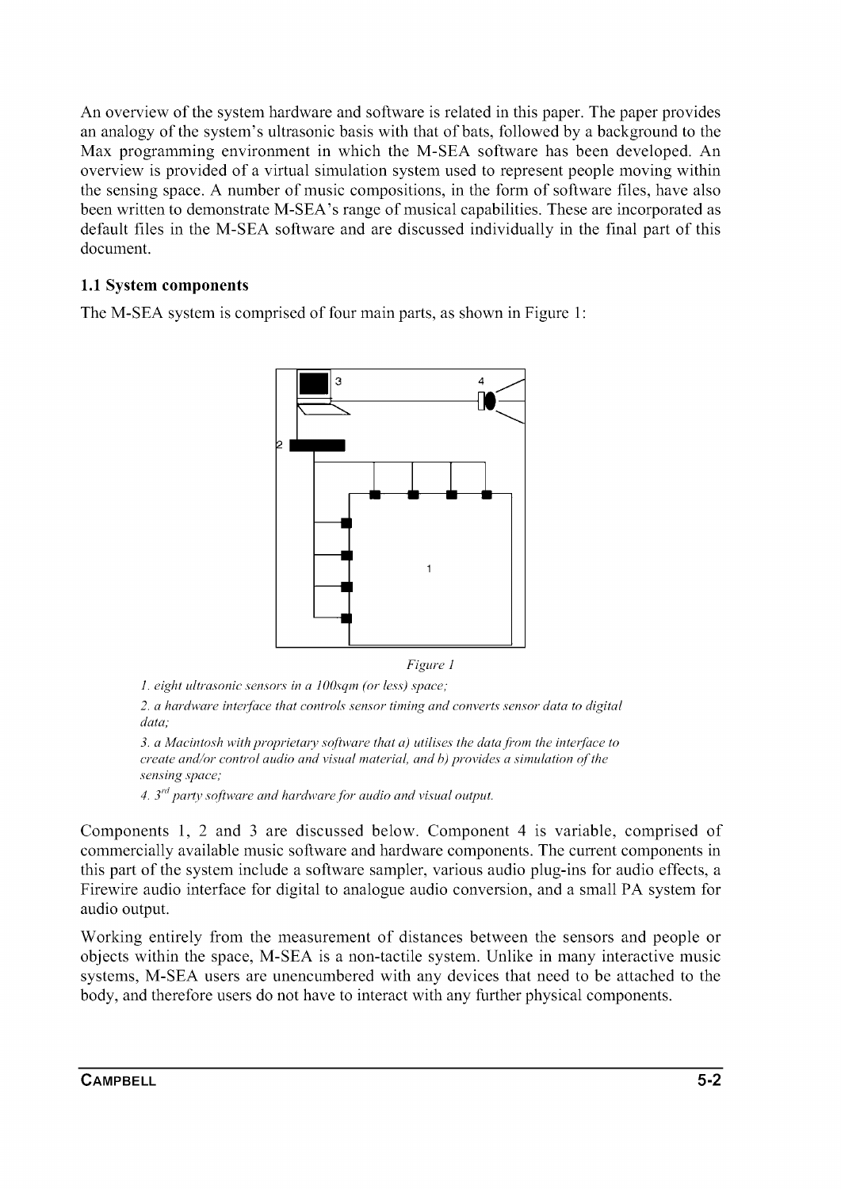An overview of the system hardware and software is related in this paper. The paper provides an analogy of the system's ultrasonic basis with that of bats, followed by a background to the Max programming environment in which the M-SEA software has been developed. An overview is provided of a virtual simulation system used to represent people moving within the sensing space. A number of music compositions, in the form of software files, have also been written to demonstrate M-SEA's range of musical capabilities. These are incorporated as default files in the M-SEA software and are discussed individually in the final part of this document.

### 1.1 System components

The M-SEA system is comprised of four main parts, as shown in Figure 1:

*Figure 1*

*1. eight ultrasonic sensors in a 100sqm (or less) space;*

*2. a hardware interface that controls sensor timing and converts sensor data to digital data;*

*3. a Macintosh with proprietary software that a) utilises the data from the interface to create and/or control audio and visual material, and b) provides a simulation of the sensing space;*

*4. 3rd party software and hardware for audio and visual output.*

Components 1, 2 and 3 are discussed below. Component 4 is variable, comprised of commercially available music software and hardware components. The current components in this part of the system include a software sampler, various audio plug-ins for audio effects, a Firewire audio interface for digital to analogue audio conversion, and a small PA system for audio output.

Working entirely from the measurement of distances between the sensors and people or objects within the space, M-SEA is a non-tactile system. Unlike in many interactive music systems, M-SEA users are unencumbered with any devices that need to be attached to the body, and therefore users do not have to interact with any further physical components.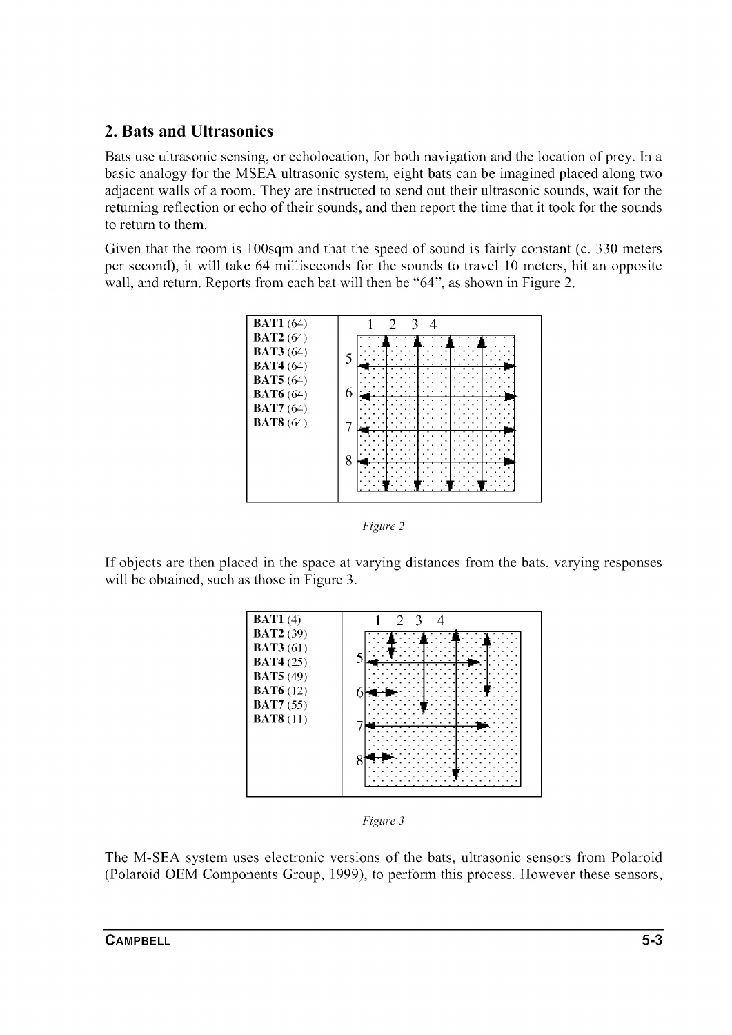## 2. Bats and Ultrasonics

Bats use ultrasonic sensing, or echolocation, for both navigation and the location of prey. In a basic analogy for the MSEA ultrasonic system, eight bats can be imagined placed along two adjacent walls of a room. They are instructed to send out their ultrasonic sounds, wait for the returning reflection or echo of their sounds, and then report the time that it took for the sounds to return to them.

Given that the room is 100sqm and that the speed of sound is fairly constant (c. 330 meters per second), it will take 64 milliseconds for the sounds to travel 10 meters, hit an opposite wall, and return. Reports from each bat will then be "64", as shown in Figure 2.

**BAT1** (64)
**BAT2** (64)
**BAT3** (64)
**BAT4** (64)
**BAT5** (64)
**BAT6** (64)
**BAT7** (64)
**BAT8** (64)

*Figure 2*

If objects are then placed in the space at varying distances from the bats, varying responses will be obtained, such as those in Figure 3.

**BAT1** (4)
**BAT2** (39)
**BAT3** (61)
**BAT4** (25)
**BAT5** (49)
**BAT6** (12)
**BAT7** (55)
**BAT8** (11)

*Figure 3*

The M-SEA system uses electronic versions of the bats, ultrasonic sensors from Polaroid (Polaroid OEM Components Group, 1999), to perform this process. However these sensors,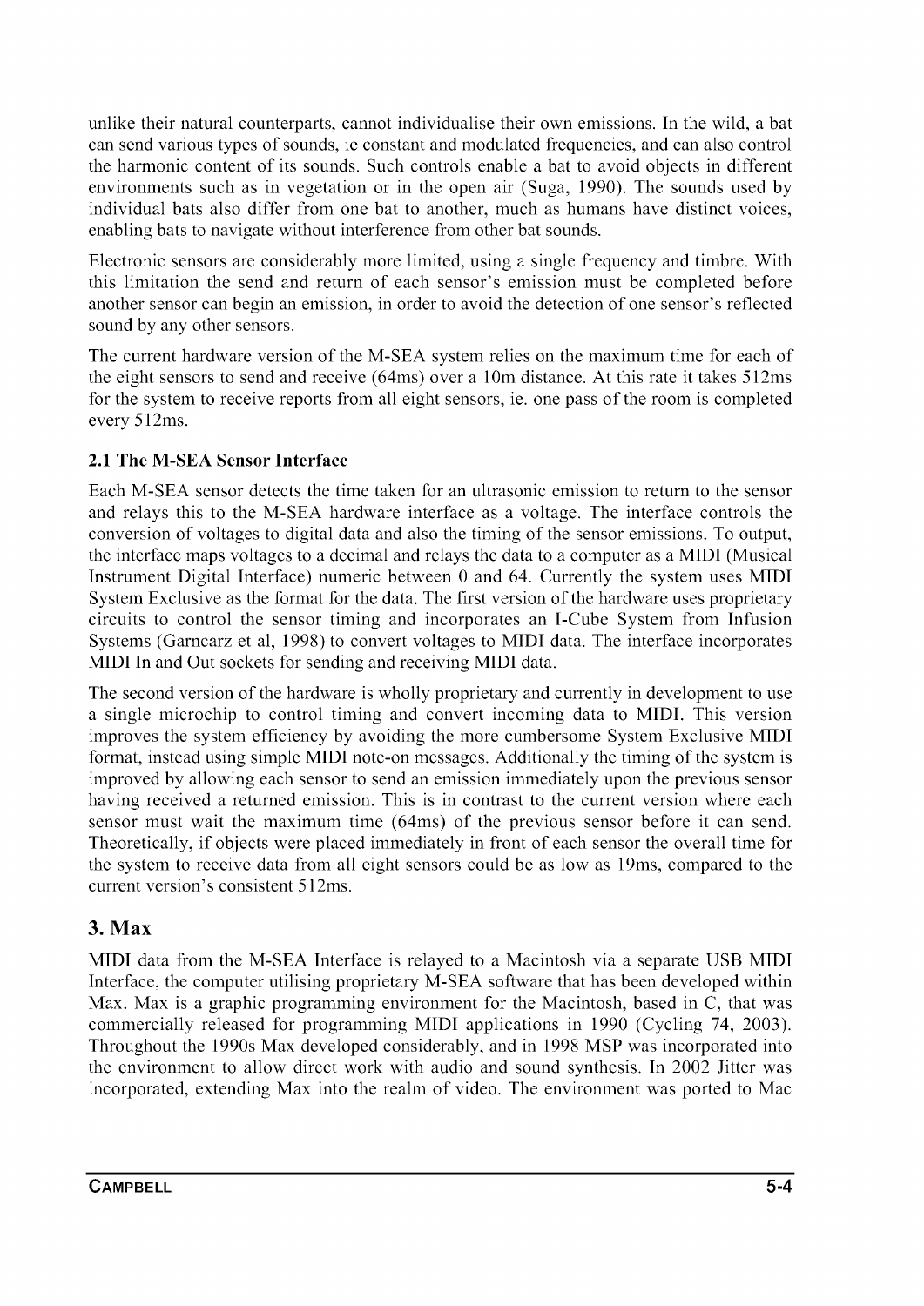unlike their natural counterparts, cannot individualise their own emissions. In the wild, a bat can send various types of sounds, ie constant and modulated frequencies, and can also control the harmonic content of its sounds. Such controls enable a bat to avoid objects in different environments such as in vegetation or in the open air (Suga, 1990). The sounds used by individual bats also differ from one bat to another, much as humans have distinct voices, enabling bats to navigate without interference from other bat sounds.

Electronic sensors are considerably more limited, using a single frequency and timbre. With this limitation the send and return of each sensor's emission must be completed before another sensor can begin an emission, in order to avoid the detection of one sensor's reflected sound by any other sensors.

The current hardware version of the M-SEA system relies on the maximum time for each of the eight sensors to send and receive (64ms) over a 10m distance. At this rate it takes 512ms for the system to receive reports from all eight sensors, ie. one pass of the room is completed every 512ms.

### 2.1 The M-SEA Sensor Interface

Each M-SEA sensor detects the time taken for an ultrasonic emission to return to the sensor and relays this to the M-SEA hardware interface as a voltage. The interface controls the conversion of voltages to digital data and also the timing of the sensor emissions. To output, the interface maps voltages to a decimal and relays the data to a computer as a MIDI (Musical Instrument Digital Interface) numeric between 0 and 64. Currently the system uses MIDI System Exclusive as the format for the data. The first version of the hardware uses proprietary circuits to control the sensor timing and incorporates an I-Cube System from Infusion Systems (Garncarz et al, 1998) to convert voltages to MIDI data. The interface incorporates MIDI In and Out sockets for sending and receiving MIDI data.

The second version of the hardware is wholly proprietary and currently in development to use a single microchip to control timing and convert incoming data to MIDI. This version improves the system efficiency by avoiding the more cumbersome System Exclusive MIDI format, instead using simple MIDI note-on messages. Additionally the timing of the system is improved by allowing each sensor to send an emission immediately upon the previous sensor having received a returned emission. This is in contrast to the current version where each sensor must wait the maximum time (64ms) of the previous sensor before it can send. Theoretically, if objects were placed immediately in front of each sensor the overall time for the system to receive data from all eight sensors could be as low as 19ms, compared to the current version's consistent 512ms.

## 3. Max

MIDI data from the M-SEA Interface is relayed to a Macintosh via a separate USB MIDI Interface, the computer utilising proprietary M-SEA software that has been developed within Max. Max is a graphic programming environment for the Macintosh, based in C, that was commercially released for programming MIDI applications in 1990 (Cycling 74, 2003). Throughout the 1990s Max developed considerably, and in 1998 MSP was incorporated into the environment to allow direct work with audio and sound synthesis. In 2002 Jitter was incorporated, extending Max into the realm of video. The environment was ported to Mac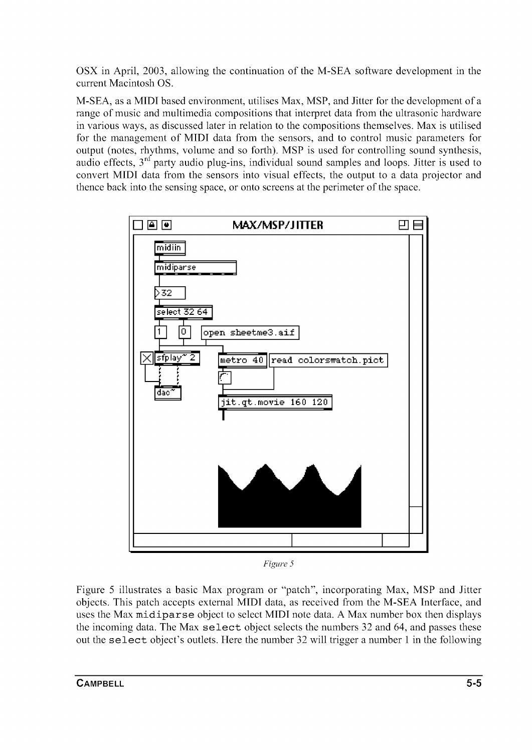OSX in April, 2003, allowing the continuation of the M-SEA software development in the current Macintosh OS.

M-SEA, as a MIDI based environment, utilises Max, MSP, and Jitter for the development of a range of music and multimedia compositions that interpret data from the ultrasonic hardware in various ways, as discussed later in relation to the compositions themselves. Max is utilised for the management of MIDI data from the sensors, and to control music parameters for output (notes, rhythms, volume and so forth). MSP is used for controlling sound synthesis, audio effects, 3rd party audio plug-ins, individual sound samples and loops. Jitter is used to convert MIDI data from the sensors into visual effects, the output to a data projector and thence back into the sensing space, or onto screens at the perimeter of the space.

*Figure 5*

Figure 5 illustrates a basic Max program or "patch", incorporating Max, MSP and Jitter objects. This patch accepts external MIDI data, as received from the M-SEA Interface, and uses the Max `midiparse` object to select MIDI note data. A Max number box then displays the incoming data. The Max `select` object selects the numbers 32 and 64, and passes these out the `select` object's outlets. Here the number 32 will trigger a number 1 in the following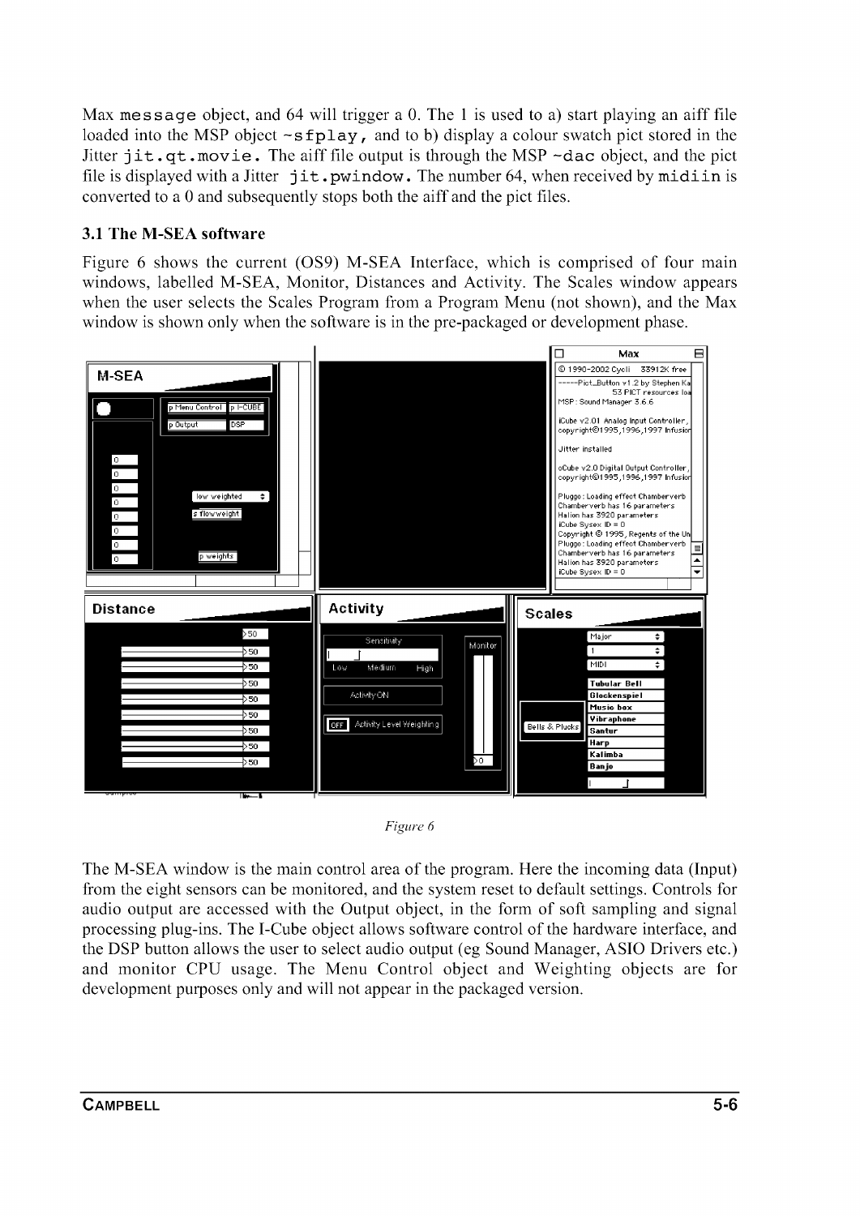Max `message` object, and 64 will trigger a 0. The 1 is used to a) start playing an aiff file loaded into the MSP object `~sfplay`, and to b) display a colour swatch pict stored in the Jitter `jit.qt.movie`. The aiff file output is through the MSP `~dac` object, and the pict file is displayed with a Jitter `jit.pwindow`. The number 64, when received by `midiin` is converted to a 0 and subsequently stops both the aiff and the pict files.

### 3.1 The M-SEA software

Figure 6 shows the current (OS9) M-SEA Interface, which is comprised of four main windows, labelled M-SEA, Monitor, Distances and Activity. The Scales window appears when the user selects the Scales Program from a Program Menu (not shown), and the Max window is shown only when the software is in the pre-packaged or development phase.

*Figure 6*

The M-SEA window is the main control area of the program. Here the incoming data (Input) from the eight sensors can be monitored, and the system reset to default settings. Controls for audio output are accessed with the Output object, in the form of soft sampling and signal processing plug-ins. The I-Cube object allows software control of the hardware interface, and the DSP button allows the user to select audio output (eg Sound Manager, ASIO Drivers etc.) and monitor CPU usage. The Menu Control object and Weighting objects are for development purposes only and will not appear in the packaged version.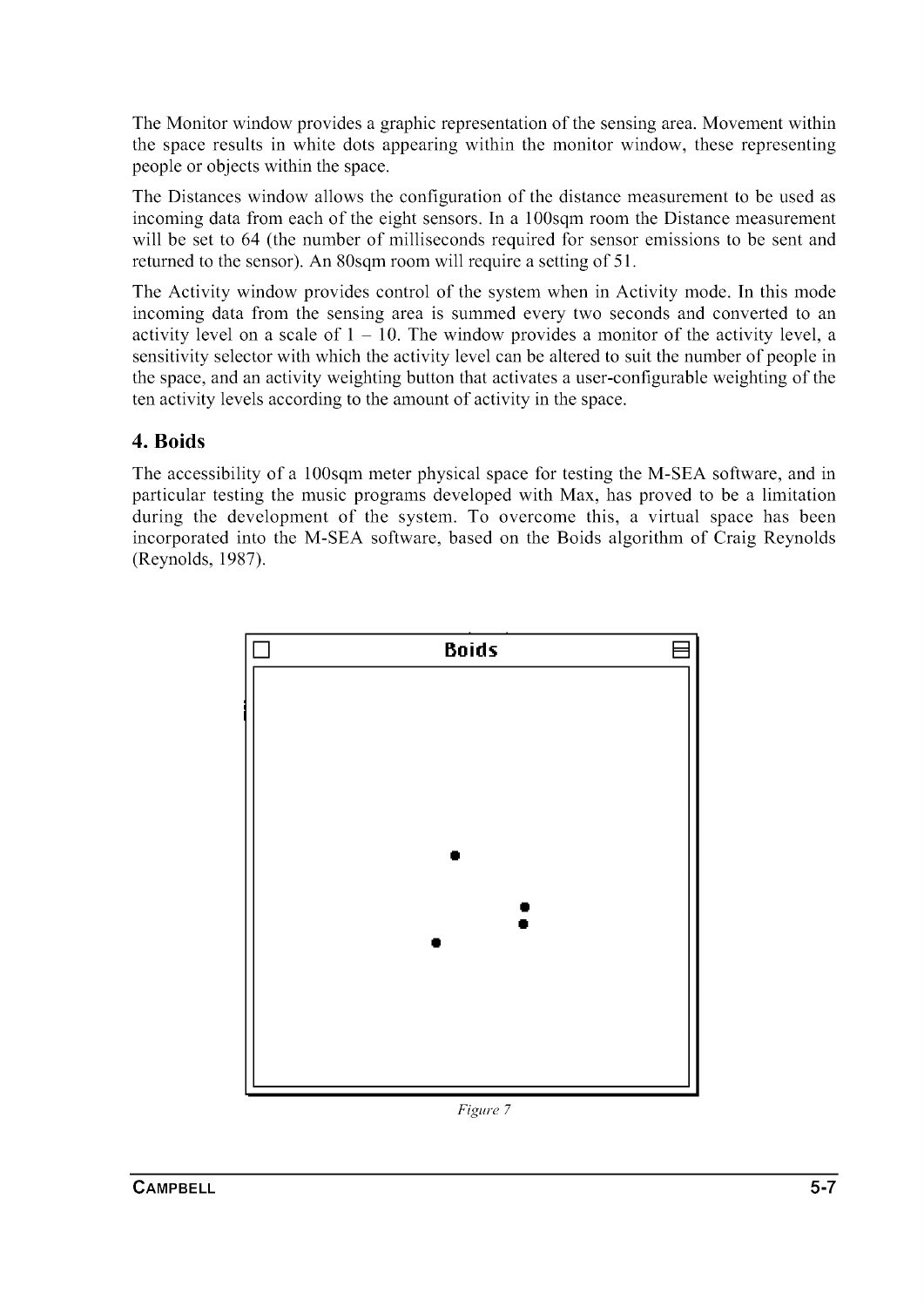The Monitor window provides a graphic representation of the sensing area. Movement within the space results in white dots appearing within the monitor window, these representing people or objects within the space.

The Distances window allows the configuration of the distance measurement to be used as incoming data from each of the eight sensors. In a 100sqm room the Distance measurement will be set to 64 (the number of milliseconds required for sensor emissions to be sent and returned to the sensor). An 80sqm room will require a setting of 51.

The Activity window provides control of the system when in Activity mode. In this mode incoming data from the sensing area is summed every two seconds and converted to an activity level on a scale of 1 – 10. The window provides a monitor of the activity level, a sensitivity selector with which the activity level can be altered to suit the number of people in the space, and an activity weighting button that activates a user-configurable weighting of the ten activity levels according to the amount of activity in the space.

## 4. Boids

The accessibility of a 100sqm meter physical space for testing the M-SEA software, and in particular testing the music programs developed with Max, has proved to be a limitation during the development of the system. To overcome this, a virtual space has been incorporated into the M-SEA software, based on the Boids algorithm of Craig Reynolds (Reynolds, 1987).

Boids

*Figure 7*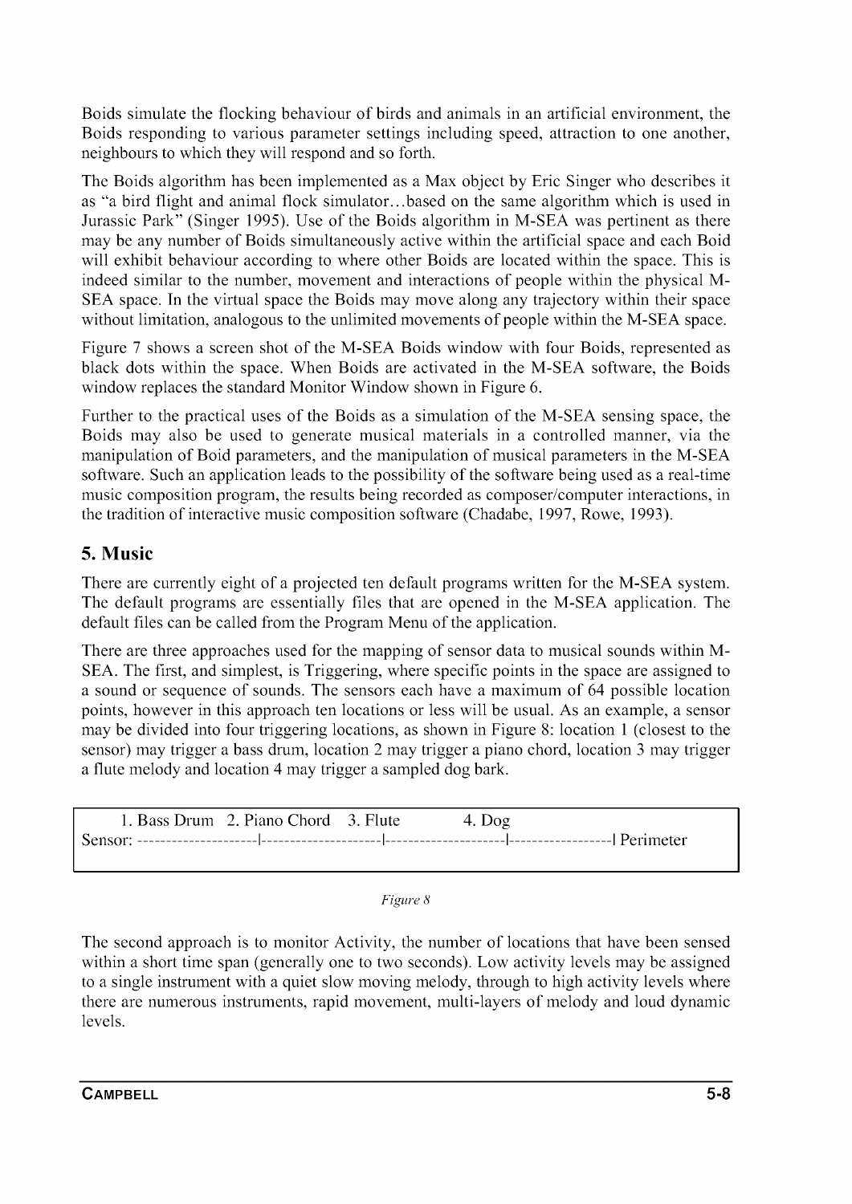Boids simulate the flocking behaviour of birds and animals in an artificial environment, the Boids responding to various parameter settings including speed, attraction to one another, neighbours to which they will respond and so forth.

The Boids algorithm has been implemented as a Max object by Eric Singer who describes it as "a bird flight and animal flock simulator…based on the same algorithm which is used in Jurassic Park" (Singer 1995). Use of the Boids algorithm in M-SEA was pertinent as there may be any number of Boids simultaneously active within the artificial space and each Boid will exhibit behaviour according to where other Boids are located within the space. This is indeed similar to the number, movement and interactions of people within the physical M-SEA space. In the virtual space the Boids may move along any trajectory within their space without limitation, analogous to the unlimited movements of people within the M-SEA space.

Figure 7 shows a screen shot of the M-SEA Boids window with four Boids, represented as black dots within the space. When Boids are activated in the M-SEA software, the Boids window replaces the standard Monitor Window shown in Figure 6.

Further to the practical uses of the Boids as a simulation of the M-SEA sensing space, the Boids may also be used to generate musical materials in a controlled manner, via the manipulation of Boid parameters, and the manipulation of musical parameters in the M-SEA software. Such an application leads to the possibility of the software being used as a real-time music composition program, the results being recorded as composer/computer interactions, in the tradition of interactive music composition software (Chadabe, 1997, Rowe, 1993).

## 5. Music

There are currently eight of a projected ten default programs written for the M-SEA system. The default programs are essentially files that are opened in the M-SEA application. The default files can be called from the Program Menu of the application.

There are three approaches used for the mapping of sensor data to musical sounds within M-SEA. The first, and simplest, is Triggering, where specific points in the space are assigned to a sound or sequence of sounds. The sensors each have a maximum of 64 possible location points, however in this approach ten locations or less will be usual. As an example, a sensor may be divided into four triggering locations, as shown in Figure 8: location 1 (closest to the sensor) may trigger a bass drum, location 2 may trigger a piano chord, location 3 may trigger a flute melody and location 4 may trigger a sampled dog bark.

```
       1. Bass Drum   2. Piano Chord    3. Flute          4. Dog
Sensor: --------------------|--------------------|--------------------|------------------| Perimeter
```

*Figure 8*

The second approach is to monitor Activity, the number of locations that have been sensed within a short time span (generally one to two seconds). Low activity levels may be assigned to a single instrument with a quiet slow moving melody, through to high activity levels where there are numerous instruments, rapid movement, multi-layers of melody and loud dynamic levels.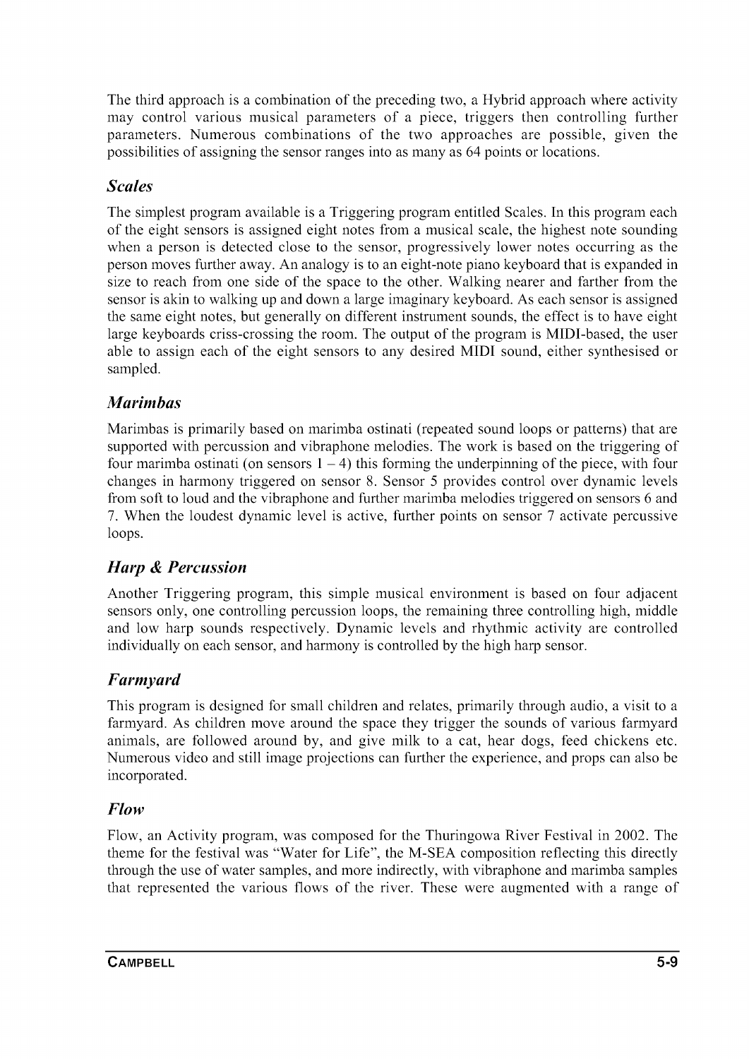The third approach is a combination of the preceding two, a Hybrid approach where activity may control various musical parameters of a piece, triggers then controlling further parameters. Numerous combinations of the two approaches are possible, given the possibilities of assigning the sensor ranges into as many as 64 points or locations.

### *Scales*

The simplest program available is a Triggering program entitled Scales. In this program each of the eight sensors is assigned eight notes from a musical scale, the highest note sounding when a person is detected close to the sensor, progressively lower notes occurring as the person moves further away. An analogy is to an eight-note piano keyboard that is expanded in size to reach from one side of the space to the other. Walking nearer and farther from the sensor is akin to walking up and down a large imaginary keyboard. As each sensor is assigned the same eight notes, but generally on different instrument sounds, the effect is to have eight large keyboards criss-crossing the room. The output of the program is MIDI-based, the user able to assign each of the eight sensors to any desired MIDI sound, either synthesised or sampled.

### *Marimbas*

Marimbas is primarily based on marimba ostinati (repeated sound loops or patterns) that are supported with percussion and vibraphone melodies. The work is based on the triggering of four marimba ostinati (on sensors 1 – 4) this forming the underpinning of the piece, with four changes in harmony triggered on sensor 8. Sensor 5 provides control over dynamic levels from soft to loud and the vibraphone and further marimba melodies triggered on sensors 6 and 7. When the loudest dynamic level is active, further points on sensor 7 activate percussive loops.

### *Harp & Percussion*

Another Triggering program, this simple musical environment is based on four adjacent sensors only, one controlling percussion loops, the remaining three controlling high, middle and low harp sounds respectively. Dynamic levels and rhythmic activity are controlled individually on each sensor, and harmony is controlled by the high harp sensor.

### *Farmyard*

This program is designed for small children and relates, primarily through audio, a visit to a farmyard. As children move around the space they trigger the sounds of various farmyard animals, are followed around by, and give milk to a cat, hear dogs, feed chickens etc. Numerous video and still image projections can further the experience, and props can also be incorporated.

### *Flow*

Flow, an Activity program, was composed for the Thuringowa River Festival in 2002. The theme for the festival was "Water for Life", the M-SEA composition reflecting this directly through the use of water samples, and more indirectly, with vibraphone and marimba samples that represented the various flows of the river. These were augmented with a range of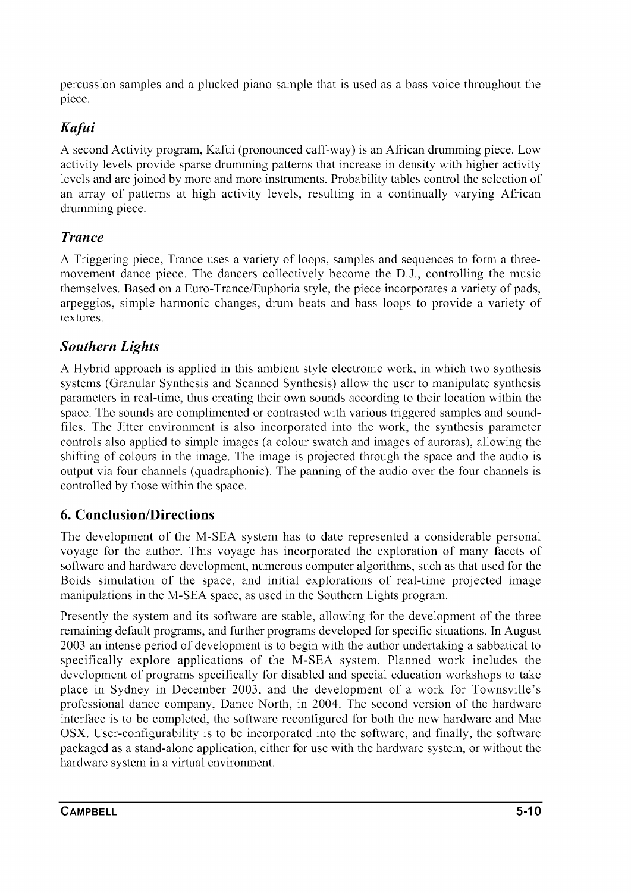percussion samples and a plucked piano sample that is used as a bass voice throughout the piece.

### *Kafui*

A second Activity program, Kafui (pronounced caff-way) is an African drumming piece. Low activity levels provide sparse drumming patterns that increase in density with higher activity levels and are joined by more and more instruments. Probability tables control the selection of an array of patterns at high activity levels, resulting in a continually varying African drumming piece.

### *Trance*

A Triggering piece, Trance uses a variety of loops, samples and sequences to form a three-movement dance piece. The dancers collectively become the D.J., controlling the music themselves. Based on a Euro-Trance/Euphoria style, the piece incorporates a variety of pads, arpeggios, simple harmonic changes, drum beats and bass loops to provide a variety of textures.

### *Southern Lights*

A Hybrid approach is applied in this ambient style electronic work, in which two synthesis systems (Granular Synthesis and Scanned Synthesis) allow the user to manipulate synthesis parameters in real-time, thus creating their own sounds according to their location within the space. The sounds are complimented or contrasted with various triggered samples and sound-files. The Jitter environment is also incorporated into the work, the synthesis parameter controls also applied to simple images (a colour swatch and images of auroras), allowing the shifting of colours in the image. The image is projected through the space and the audio is output via four channels (quadraphonic). The panning of the audio over the four channels is controlled by those within the space.

## 6. Conclusion/Directions

The development of the M-SEA system has to date represented a considerable personal voyage for the author. This voyage has incorporated the exploration of many facets of software and hardware development, numerous computer algorithms, such as that used for the Boids simulation of the space, and initial explorations of real-time projected image manipulations in the M-SEA space, as used in the Southern Lights program.

Presently the system and its software are stable, allowing for the development of the three remaining default programs, and further programs developed for specific situations. In August 2003 an intense period of development is to begin with the author undertaking a sabbatical to specifically explore applications of the M-SEA system. Planned work includes the development of programs specifically for disabled and special education workshops to take place in Sydney in December 2003, and the development of a work for Townsville's professional dance company, Dance North, in 2004. The second version of the hardware interface is to be completed, the software reconfigured for both the new hardware and Mac OSX. User-configurability is to be incorporated into the software, and finally, the software packaged as a stand-alone application, either for use with the hardware system, or without the hardware system in a virtual environment.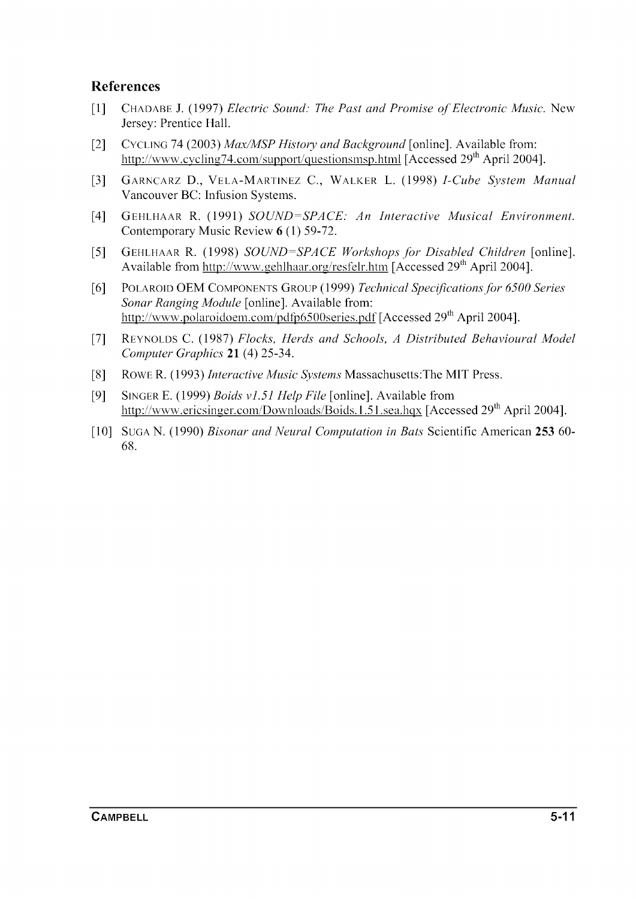## References

[1] CHADABE J. (1997) *Electric Sound: The Past and Promise of Electronic Music.* New Jersey: Prentice Hall.

[2] CYCLING 74 (2003) *Max/MSP History and Background* [online]. Available from: http://www.cycling74.com/support/questionsmsp.html [Accessed 29th April 2004].

[3] GARNCARZ D., VELA-MARTINEZ C., WALKER L. (1998) *I-Cube System Manual* Vancouver BC: Infusion Systems.

[4] GEHLHAAR R. (1991) *SOUND=SPACE: An Interactive Musical Environment.* Contemporary Music Review **6** (1) 59-72.

[5] GEHLHAAR R. (1998) *SOUND=SPACE Workshops for Disabled Children* [online]. Available from http://www.gehlhaar.org/resfelr.htm [Accessed 29th April 2004].

[6] POLAROID OEM COMPONENTS GROUP (1999) *Technical Specifications for 6500 Series Sonar Ranging Module* [online]. Available from: http://www.polaroidoem.com/pdfp6500series.pdf [Accessed 29th April 2004].

[7] REYNOLDS C. (1987) *Flocks, Herds and Schools, A Distributed Behavioural Model Computer Graphics* **21** (4) 25-34.

[8] ROWE R. (1993) *Interactive Music Systems* Massachusetts:The MIT Press.

[9] SINGER E. (1999) *Boids v1.51 Help File* [online]. Available from http://www.ericsinger.com/Downloads/Boids.1.51.sea.hqx [Accessed 29th April 2004].

[10] SUGA N. (1990) *Bisonar and Neural Computation in Bats* Scientific American **253** 60-68.